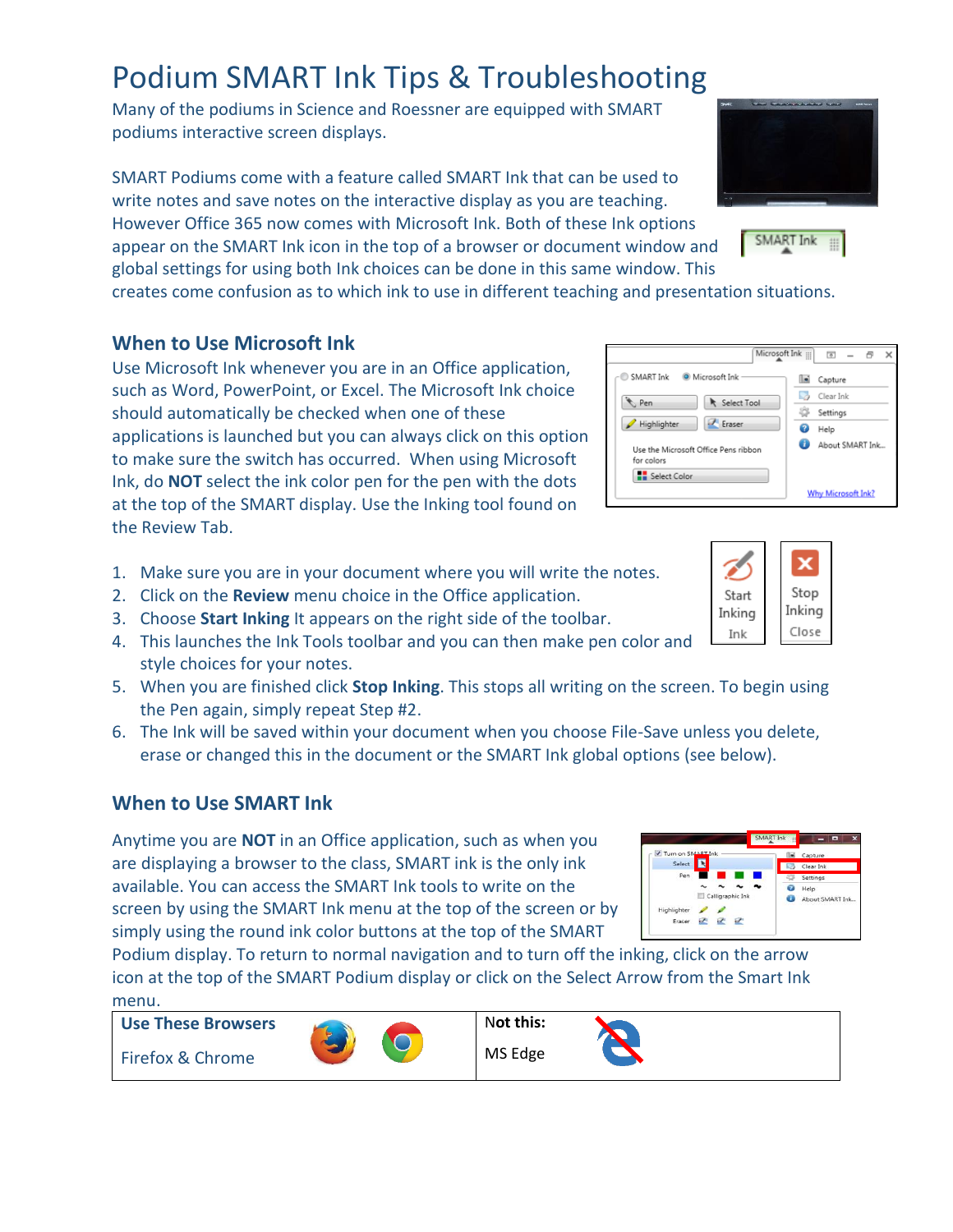# Podium SMART Ink Tips & Troubleshooting

Many of the podiums in Science and Roessner are equipped with SMART podiums interactive screen displays.

SMART Podiums come with a feature called SMART Ink that can be used to write notes and save notes on the interactive display as you are teaching. However Office 365 now comes with Microsoft Ink. Both of these Ink options appear on the SMART Ink icon in the top of a browser or document window and global settings for using both Ink choices can be done in this same window. This creates come confusion as to which ink to use in different teaching and presentation situations.

## When to Use Microsoft Ink

Use Microsoft Ink whenever you are in an Office application, such as Word, PowerPoint, or Excel. The Microsoft Ink choice should automatically be checked when one of these applications is launched but you can always click on this option to make sure the switch has occurred. When using Microsoft Ink, do **NOT** select the ink color pen for the pen with the dots at the top of the SMART display. Use the Inking tool found on the Review Tab.

1. Make sure you are in your document where you will write the notes.
2. Click on the **Review** menu choice in the Office application.
3. Choose **Start Inking** It appears on the right side of the toolbar.
4. This launches the Ink Tools toolbar and you can then make pen color and style choices for your notes.
5. When you are finished click **Stop Inking**. This stops all writing on the screen. To begin using the Pen again, simply repeat Step #2.
6. The Ink will be saved within your document when you choose File-Save unless you delete, erase or changed this in the document or the SMART Ink global options (see below).

## When to Use SMART Ink

Anytime you are **NOT** in an Office application, such as when you are displaying a browser to the class, SMART ink is the only ink available. You can access the SMART Ink tools to write on the screen by using the SMART Ink menu at the top of the screen or by simply using the round ink color buttons at the top of the SMART Podium display. To return to normal navigation and to turn off the inking, click on the arrow icon at the top of the SMART Podium display or click on the Select Arrow from the Smart Ink menu.

| **Use These Browsers** | **Not this:** |
| --- | --- |
| Firefox & Chrome | MS Edge |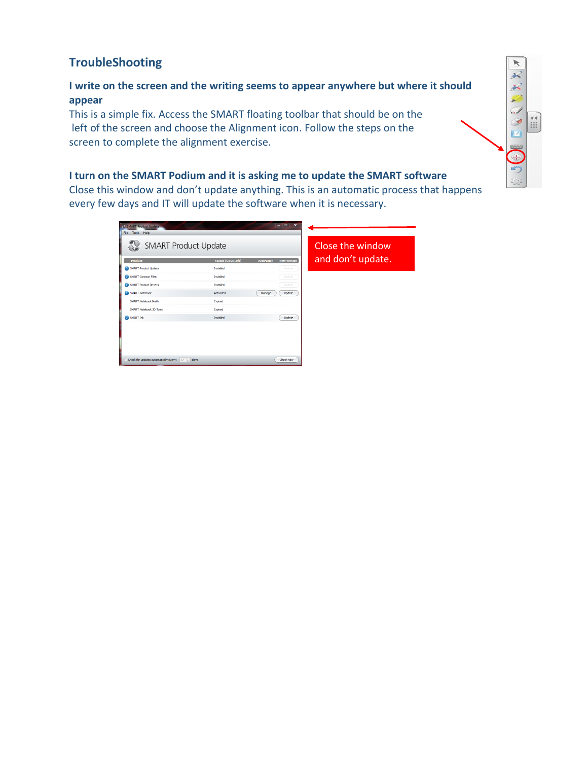## TroubleShooting

### I write on the screen and the writing seems to appear anywhere but where it should appear

This is a simple fix. Access the SMART floating toolbar that should be on the left of the screen and choose the Alignment icon. Follow the steps on the screen to complete the alignment exercise.

### I turn on the SMART Podium and it is asking me to update the SMART software

Close this window and don't update anything. This is an automatic process that happens every few days and IT will update the software when it is necessary.

Close the window and don't update.